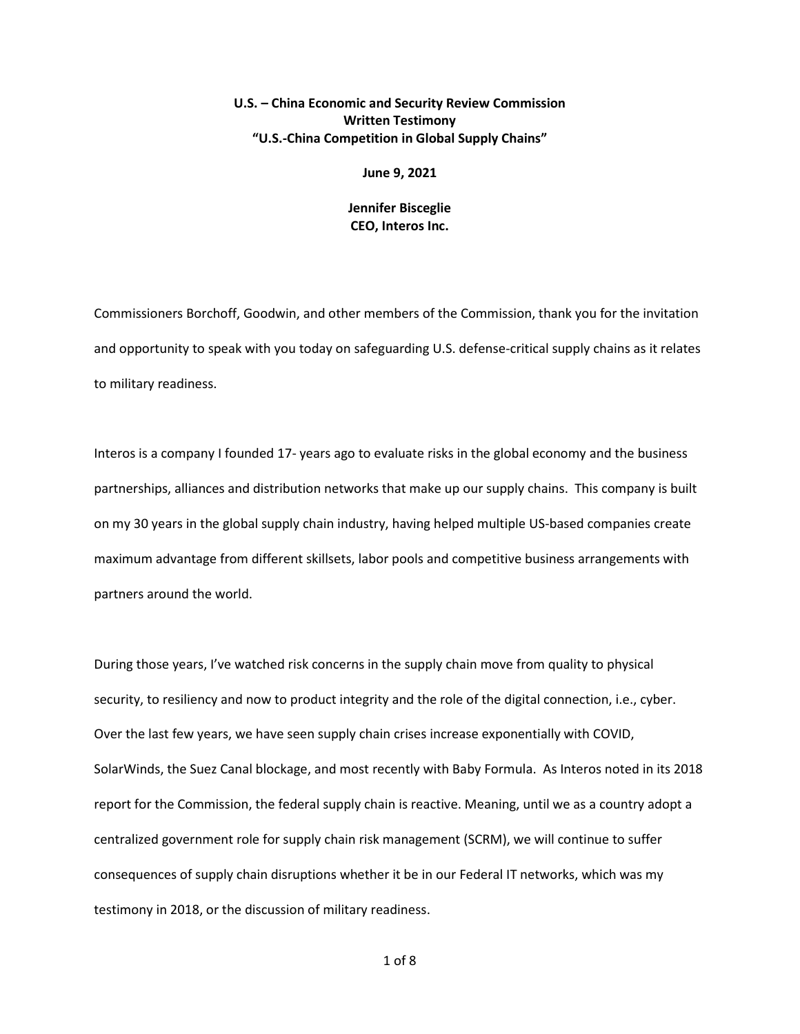**U.S. – China Economic and Security Review Commission**
**Written Testimony**
**"U.S.-China Competition in Global Supply Chains"**

**June 9, 2021**

**Jennifer Bisceglie**
**CEO, Interos Inc.**

Commissioners Borchoff, Goodwin, and other members of the Commission, thank you for the invitation and opportunity to speak with you today on safeguarding U.S. defense-critical supply chains as it relates to military readiness.

Interos is a company I founded 17- years ago to evaluate risks in the global economy and the business partnerships, alliances and distribution networks that make up our supply chains. This company is built on my 30 years in the global supply chain industry, having helped multiple US-based companies create maximum advantage from different skillsets, labor pools and competitive business arrangements with partners around the world.

During those years, I've watched risk concerns in the supply chain move from quality to physical security, to resiliency and now to product integrity and the role of the digital connection, i.e., cyber. Over the last few years, we have seen supply chain crises increase exponentially with COVID, SolarWinds, the Suez Canal blockage, and most recently with Baby Formula. As Interos noted in its 2018 report for the Commission, the federal supply chain is reactive. Meaning, until we as a country adopt a centralized government role for supply chain risk management (SCRM), we will continue to suffer consequences of supply chain disruptions whether it be in our Federal IT networks, which was my testimony in 2018, or the discussion of military readiness.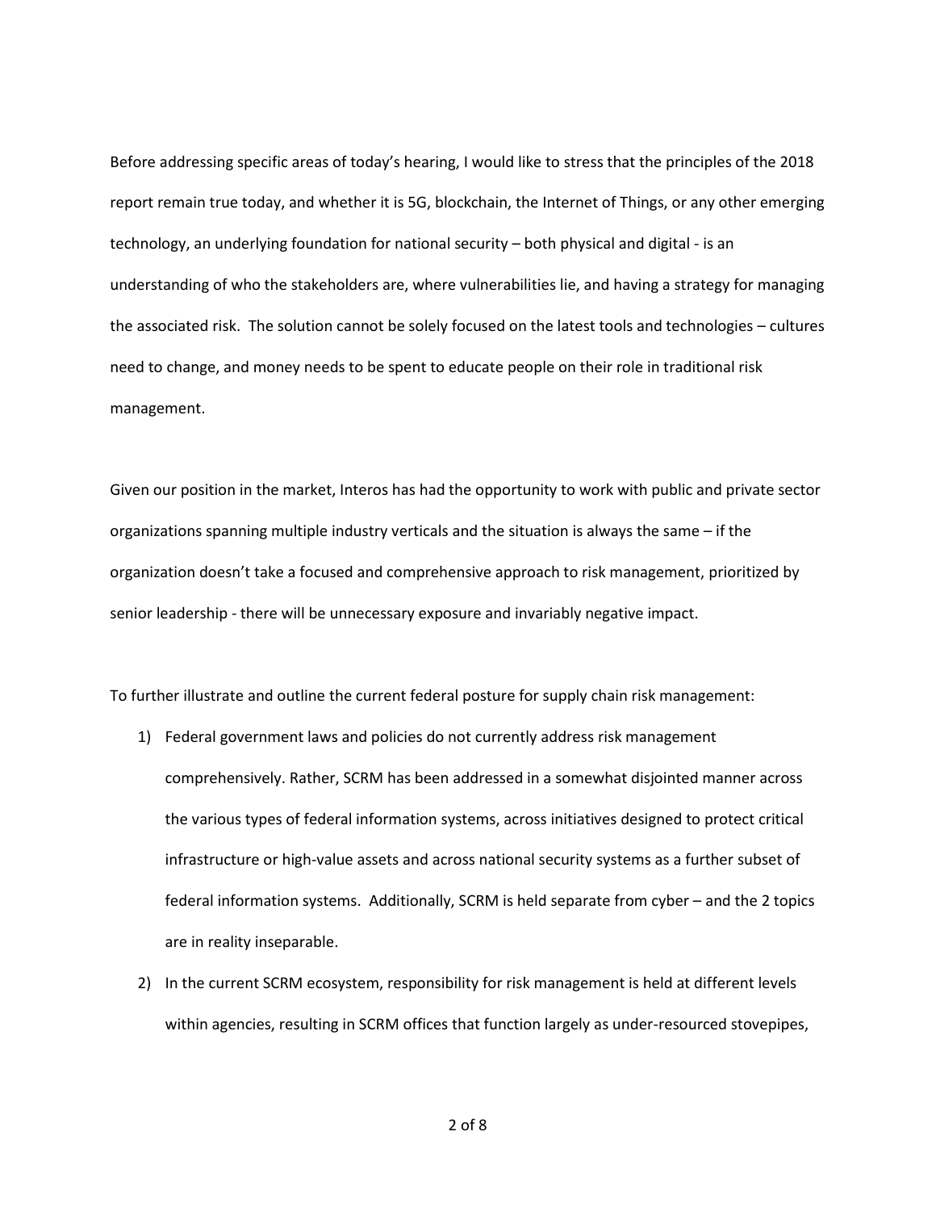Before addressing specific areas of today's hearing, I would like to stress that the principles of the 2018 report remain true today, and whether it is 5G, blockchain, the Internet of Things, or any other emerging technology, an underlying foundation for national security – both physical and digital - is an understanding of who the stakeholders are, where vulnerabilities lie, and having a strategy for managing the associated risk. The solution cannot be solely focused on the latest tools and technologies – cultures need to change, and money needs to be spent to educate people on their role in traditional risk management.

Given our position in the market, Interos has had the opportunity to work with public and private sector organizations spanning multiple industry verticals and the situation is always the same – if the organization doesn't take a focused and comprehensive approach to risk management, prioritized by senior leadership - there will be unnecessary exposure and invariably negative impact.

To further illustrate and outline the current federal posture for supply chain risk management:

1) Federal government laws and policies do not currently address risk management comprehensively. Rather, SCRM has been addressed in a somewhat disjointed manner across the various types of federal information systems, across initiatives designed to protect critical infrastructure or high-value assets and across national security systems as a further subset of federal information systems. Additionally, SCRM is held separate from cyber – and the 2 topics are in reality inseparable.
2) In the current SCRM ecosystem, responsibility for risk management is held at different levels within agencies, resulting in SCRM offices that function largely as under-resourced stovepipes,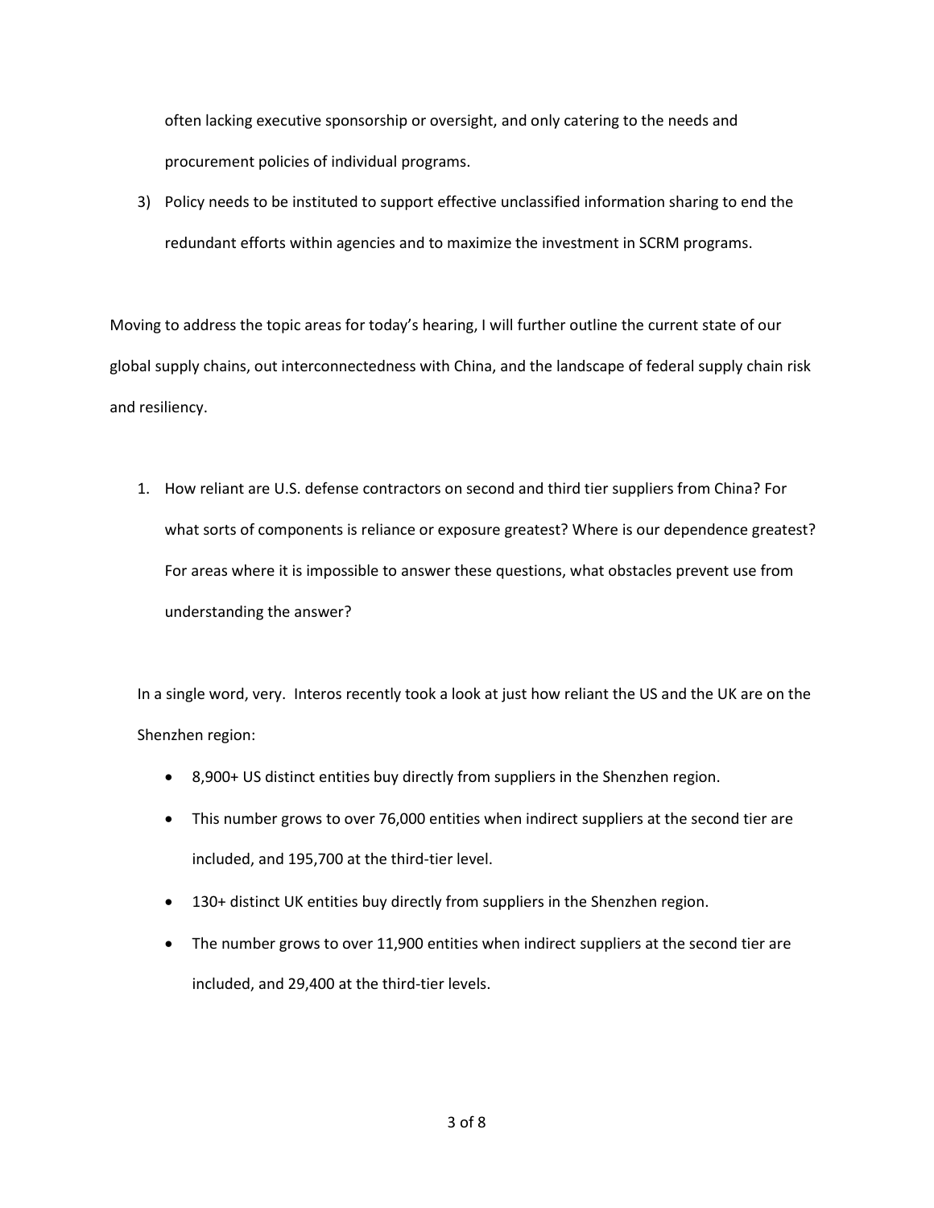often lacking executive sponsorship or oversight, and only catering to the needs and procurement policies of individual programs.

3) Policy needs to be instituted to support effective unclassified information sharing to end the redundant efforts within agencies and to maximize the investment in SCRM programs.

Moving to address the topic areas for today's hearing, I will further outline the current state of our global supply chains, out interconnectedness with China, and the landscape of federal supply chain risk and resiliency.

1. How reliant are U.S. defense contractors on second and third tier suppliers from China? For what sorts of components is reliance or exposure greatest? Where is our dependence greatest? For areas where it is impossible to answer these questions, what obstacles prevent use from understanding the answer?

In a single word, very. Interos recently took a look at just how reliant the US and the UK are on the Shenzhen region:

- 8,900+ US distinct entities buy directly from suppliers in the Shenzhen region.
- This number grows to over 76,000 entities when indirect suppliers at the second tier are included, and 195,700 at the third-tier level.
- 130+ distinct UK entities buy directly from suppliers in the Shenzhen region.
- The number grows to over 11,900 entities when indirect suppliers at the second tier are included, and 29,400 at the third-tier levels.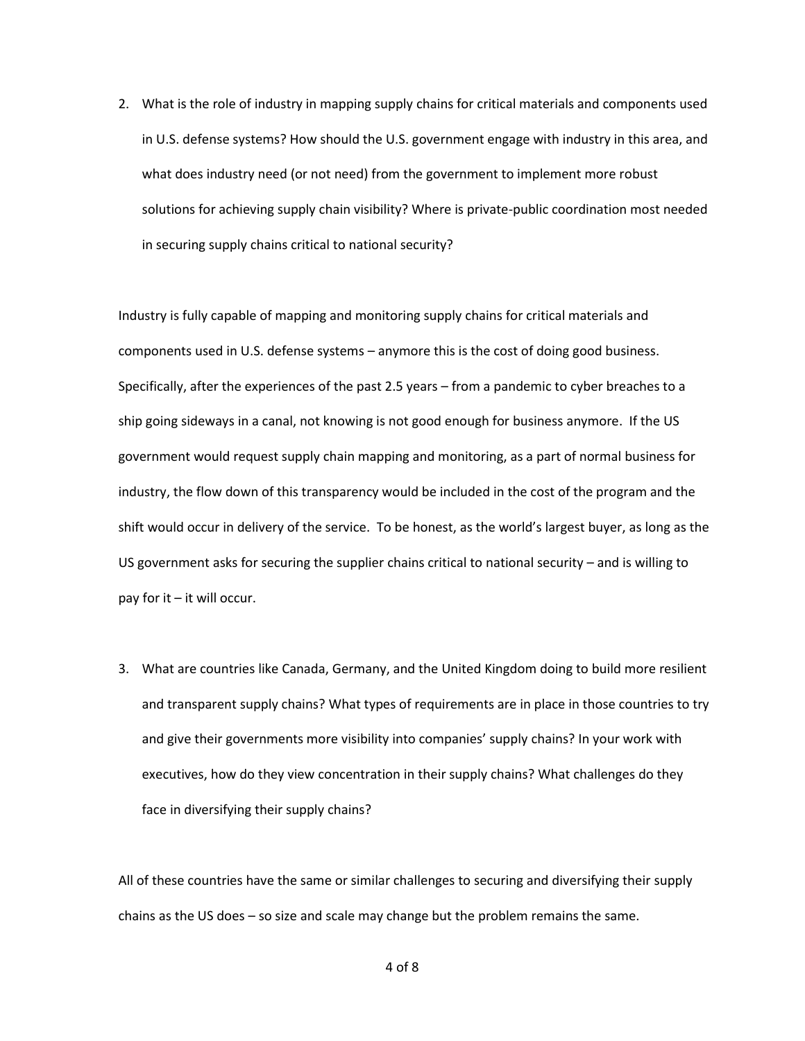2. What is the role of industry in mapping supply chains for critical materials and components used in U.S. defense systems? How should the U.S. government engage with industry in this area, and what does industry need (or not need) from the government to implement more robust solutions for achieving supply chain visibility? Where is private-public coordination most needed in securing supply chains critical to national security?

Industry is fully capable of mapping and monitoring supply chains for critical materials and components used in U.S. defense systems – anymore this is the cost of doing good business. Specifically, after the experiences of the past 2.5 years – from a pandemic to cyber breaches to a ship going sideways in a canal, not knowing is not good enough for business anymore. If the US government would request supply chain mapping and monitoring, as a part of normal business for industry, the flow down of this transparency would be included in the cost of the program and the shift would occur in delivery of the service. To be honest, as the world's largest buyer, as long as the US government asks for securing the supplier chains critical to national security – and is willing to pay for it – it will occur.

3. What are countries like Canada, Germany, and the United Kingdom doing to build more resilient and transparent supply chains? What types of requirements are in place in those countries to try and give their governments more visibility into companies' supply chains? In your work with executives, how do they view concentration in their supply chains? What challenges do they face in diversifying their supply chains?

All of these countries have the same or similar challenges to securing and diversifying their supply chains as the US does – so size and scale may change but the problem remains the same.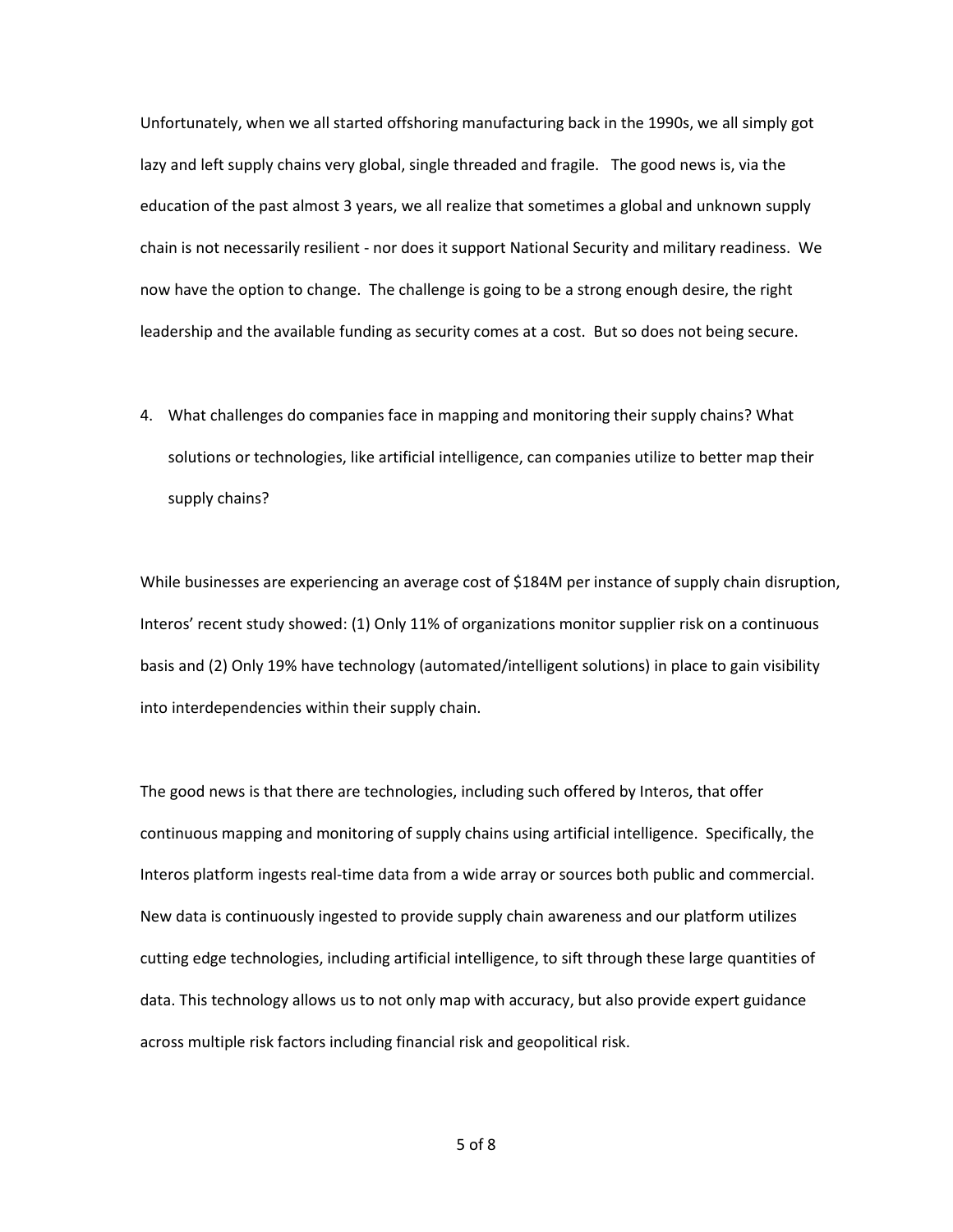Unfortunately, when we all started offshoring manufacturing back in the 1990s, we all simply got lazy and left supply chains very global, single threaded and fragile.   The good news is, via the education of the past almost 3 years, we all realize that sometimes a global and unknown supply chain is not necessarily resilient - nor does it support National Security and military readiness.  We now have the option to change.  The challenge is going to be a strong enough desire, the right leadership and the available funding as security comes at a cost.  But so does not being secure.

4. What challenges do companies face in mapping and monitoring their supply chains? What solutions or technologies, like artificial intelligence, can companies utilize to better map their supply chains?

While businesses are experiencing an average cost of $184M per instance of supply chain disruption, Interos' recent study showed: (1) Only 11% of organizations monitor supplier risk on a continuous basis and (2) Only 19% have technology (automated/intelligent solutions) in place to gain visibility into interdependencies within their supply chain.

The good news is that there are technologies, including such offered by Interos, that offer continuous mapping and monitoring of supply chains using artificial intelligence.  Specifically, the Interos platform ingests real-time data from a wide array or sources both public and commercial. New data is continuously ingested to provide supply chain awareness and our platform utilizes cutting edge technologies, including artificial intelligence, to sift through these large quantities of data. This technology allows us to not only map with accuracy, but also provide expert guidance across multiple risk factors including financial risk and geopolitical risk.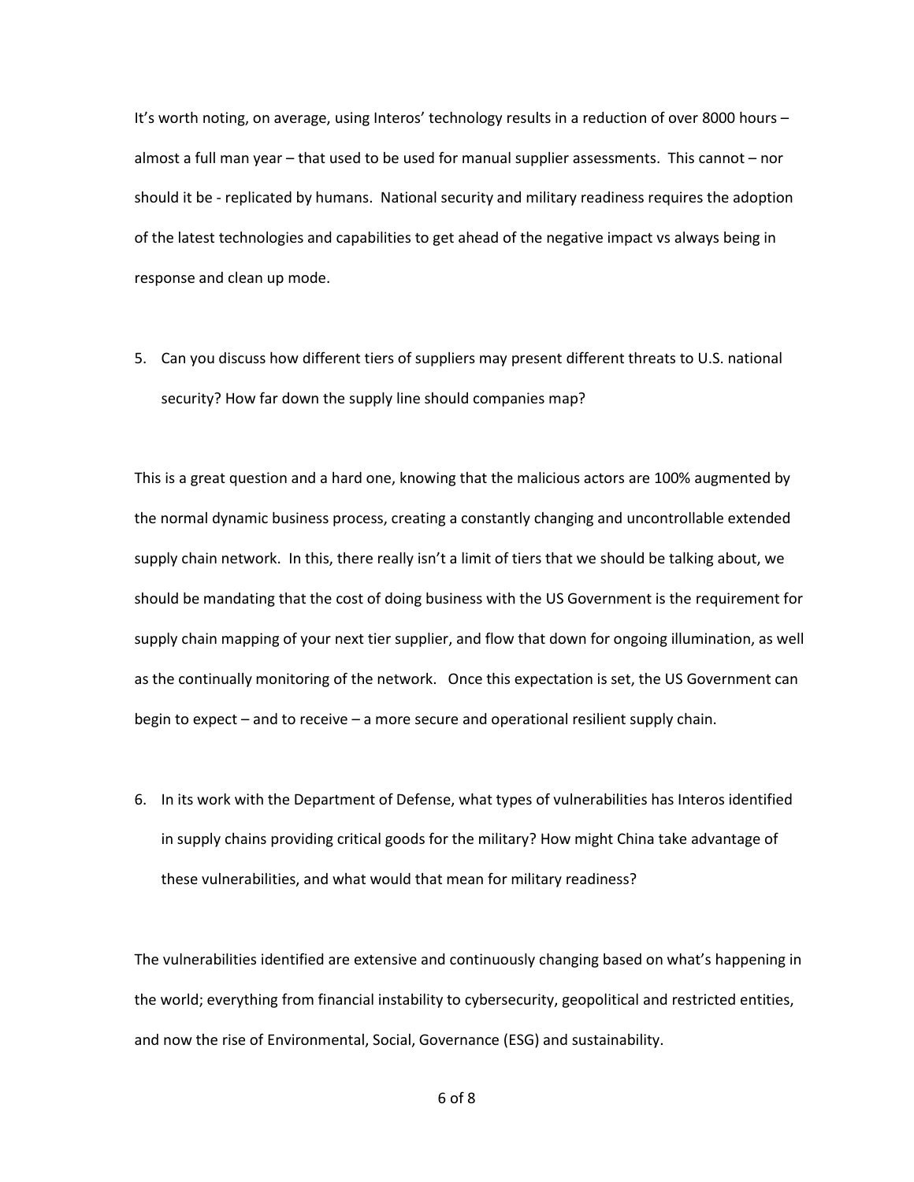It's worth noting, on average, using Interos' technology results in a reduction of over 8000 hours – almost a full man year – that used to be used for manual supplier assessments. This cannot – nor should it be - replicated by humans. National security and military readiness requires the adoption of the latest technologies and capabilities to get ahead of the negative impact vs always being in response and clean up mode.

5. Can you discuss how different tiers of suppliers may present different threats to U.S. national security? How far down the supply line should companies map?

This is a great question and a hard one, knowing that the malicious actors are 100% augmented by the normal dynamic business process, creating a constantly changing and uncontrollable extended supply chain network. In this, there really isn't a limit of tiers that we should be talking about, we should be mandating that the cost of doing business with the US Government is the requirement for supply chain mapping of your next tier supplier, and flow that down for ongoing illumination, as well as the continually monitoring of the network. Once this expectation is set, the US Government can begin to expect – and to receive – a more secure and operational resilient supply chain.

6. In its work with the Department of Defense, what types of vulnerabilities has Interos identified in supply chains providing critical goods for the military? How might China take advantage of these vulnerabilities, and what would that mean for military readiness?

The vulnerabilities identified are extensive and continuously changing based on what's happening in the world; everything from financial instability to cybersecurity, geopolitical and restricted entities, and now the rise of Environmental, Social, Governance (ESG) and sustainability.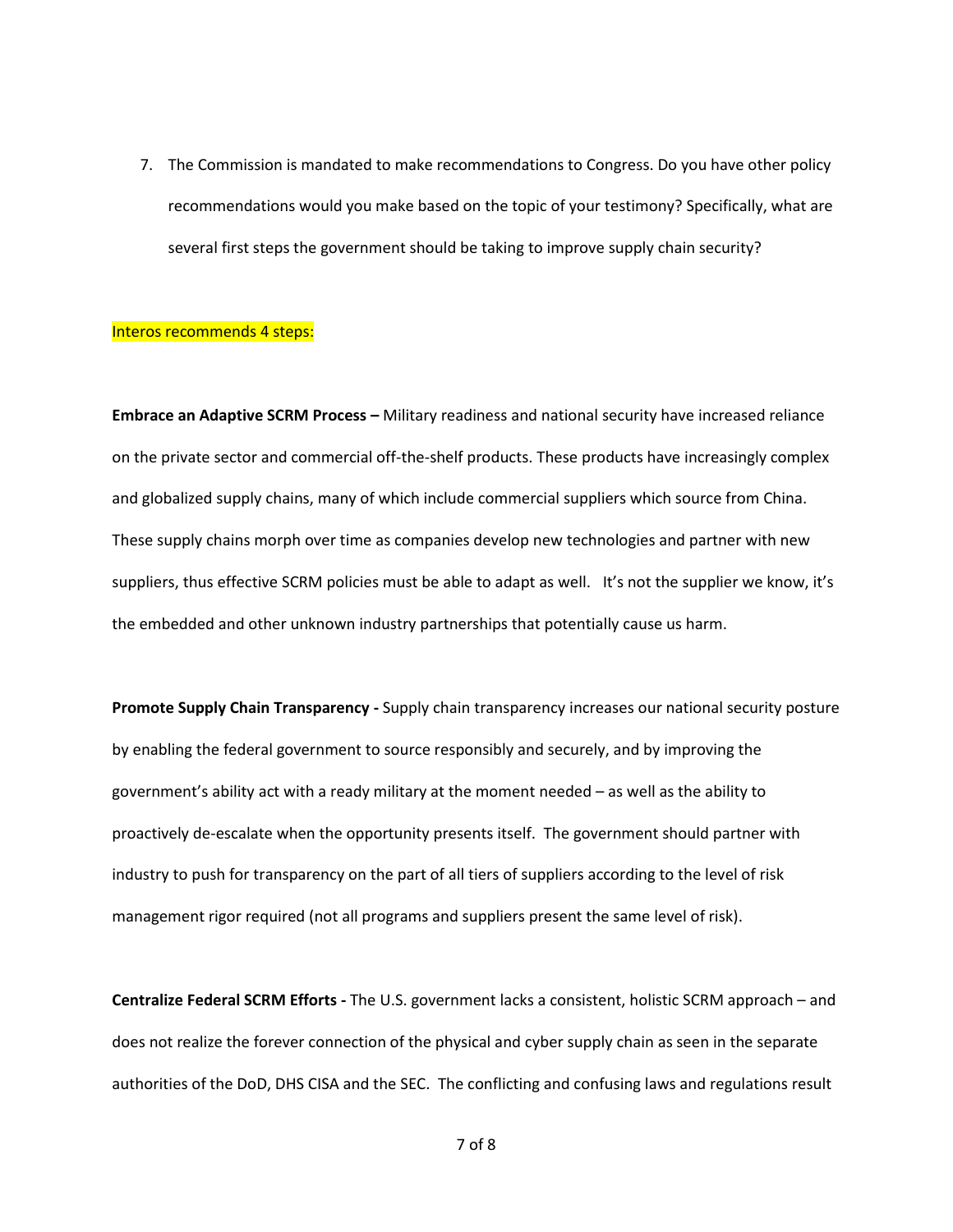7. The Commission is mandated to make recommendations to Congress. Do you have other policy recommendations would you make based on the topic of your testimony? Specifically, what are several first steps the government should be taking to improve supply chain security?

Interos recommends 4 steps:

**Embrace an Adaptive SCRM Process –** Military readiness and national security have increased reliance on the private sector and commercial off-the-shelf products. These products have increasingly complex and globalized supply chains, many of which include commercial suppliers which source from China. These supply chains morph over time as companies develop new technologies and partner with new suppliers, thus effective SCRM policies must be able to adapt as well. It's not the supplier we know, it's the embedded and other unknown industry partnerships that potentially cause us harm.

**Promote Supply Chain Transparency -** Supply chain transparency increases our national security posture by enabling the federal government to source responsibly and securely, and by improving the government's ability act with a ready military at the moment needed – as well as the ability to proactively de-escalate when the opportunity presents itself. The government should partner with industry to push for transparency on the part of all tiers of suppliers according to the level of risk management rigor required (not all programs and suppliers present the same level of risk).

**Centralize Federal SCRM Efforts -** The U.S. government lacks a consistent, holistic SCRM approach – and does not realize the forever connection of the physical and cyber supply chain as seen in the separate authorities of the DoD, DHS CISA and the SEC. The conflicting and confusing laws and regulations result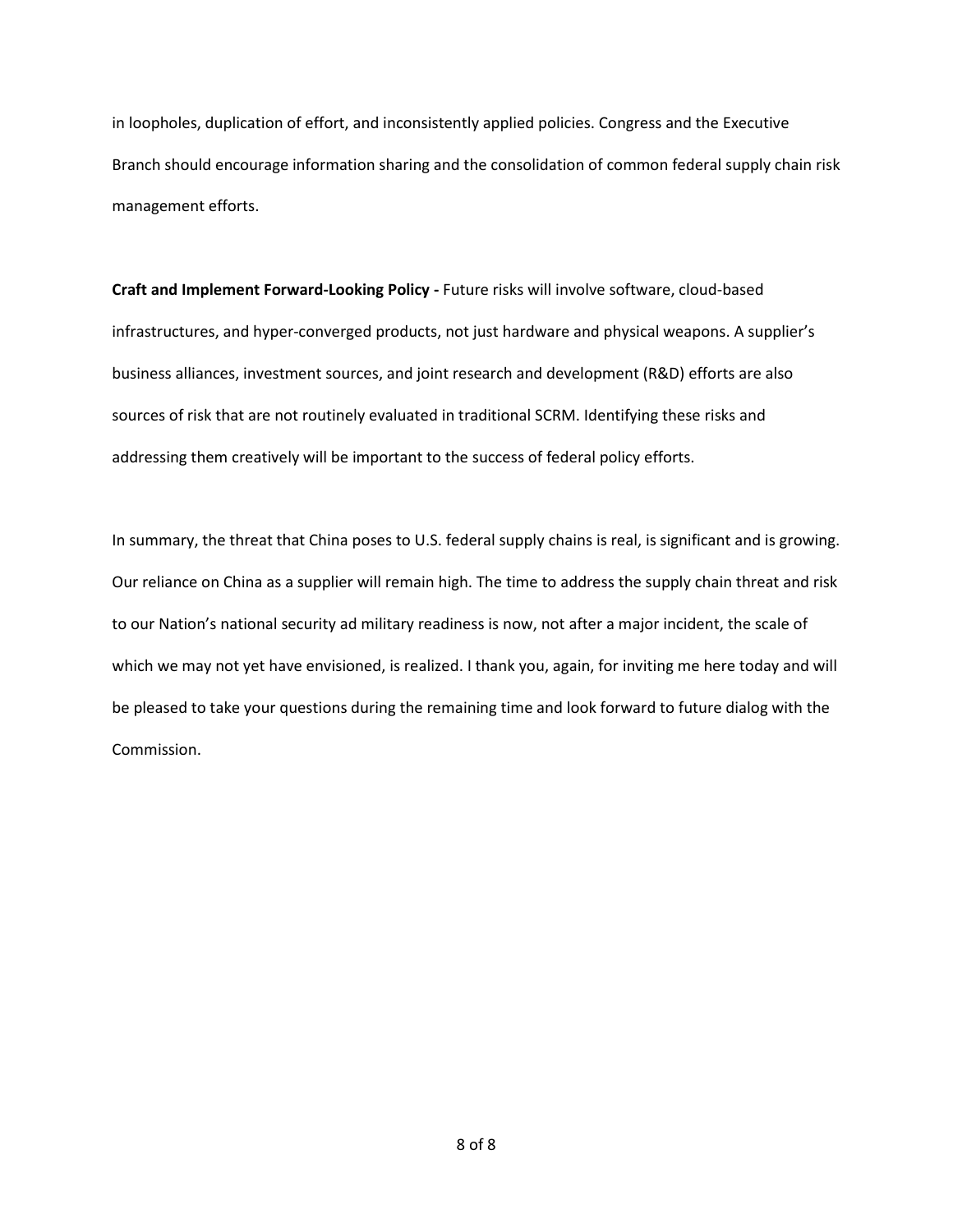in loopholes, duplication of effort, and inconsistently applied policies. Congress and the Executive Branch should encourage information sharing and the consolidation of common federal supply chain risk management efforts.

**Craft and Implement Forward-Looking Policy -** Future risks will involve software, cloud-based infrastructures, and hyper-converged products, not just hardware and physical weapons. A supplier's business alliances, investment sources, and joint research and development (R&D) efforts are also sources of risk that are not routinely evaluated in traditional SCRM. Identifying these risks and addressing them creatively will be important to the success of federal policy efforts.

In summary, the threat that China poses to U.S. federal supply chains is real, is significant and is growing. Our reliance on China as a supplier will remain high. The time to address the supply chain threat and risk to our Nation's national security ad military readiness is now, not after a major incident, the scale of which we may not yet have envisioned, is realized. I thank you, again, for inviting me here today and will be pleased to take your questions during the remaining time and look forward to future dialog with the Commission.